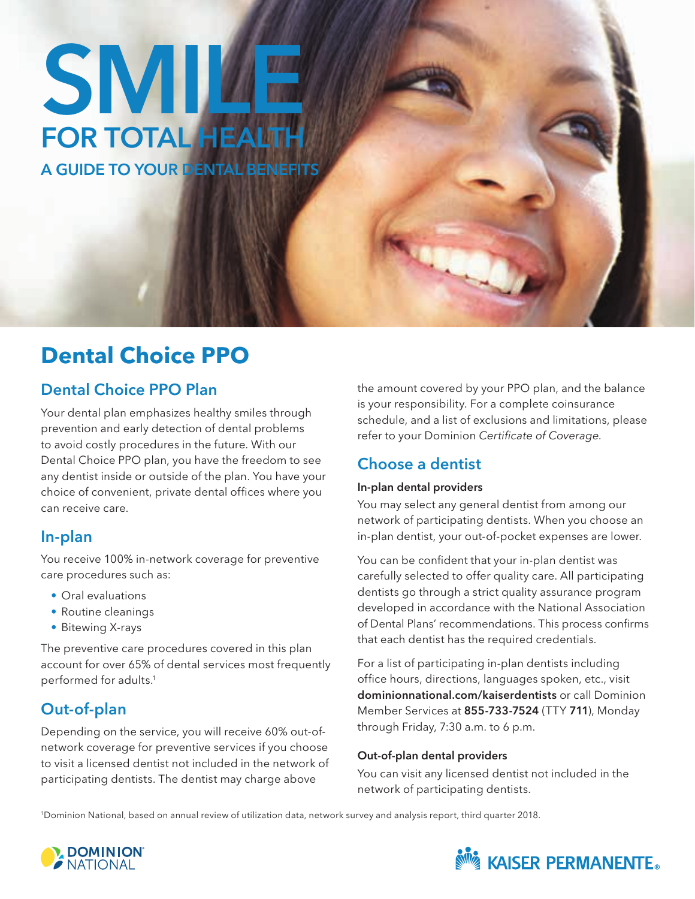# SMILE

## FOR TOTAL HEALTH

### A GUIDE TO YOUR DENTAL BENEFITS

# Dental Choice PPO

## Dental Choice PPO Plan

Your dental plan emphasizes healthy smiles through prevention and early detection of dental problems to avoid costly procedures in the future. With our Dental Choice PPO plan, you have the freedom to see any dentist inside or outside of the plan. You have your choice of convenient, private dental offices where you can receive care.

## In-plan

You receive 100% in-network coverage for preventive care procedures such as:

- Oral evaluations
- Routine cleanings
- Bitewing X-rays

The preventive care procedures covered in this plan account for over 65% of dental services most frequently performed for adults.[1]

## Out-of-plan

Depending on the service, you will receive 60% out-of-network coverage for preventive services if you choose to visit a licensed dentist not included in the network of participating dentists. The dentist may charge above the amount covered by your PPO plan, and the balance is your responsibility. For a complete coinsurance schedule, and a list of exclusions and limitations, please refer to your Dominion *Certificate of Coverage*.

## Choose a dentist

**In-plan dental providers**

You may select any general dentist from among our network of participating dentists. When you choose an in-plan dentist, your out-of-pocket expenses are lower.

You can be confident that your in-plan dentist was carefully selected to offer quality care. All participating dentists go through a strict quality assurance program developed in accordance with the National Association of Dental Plans' recommendations. This process confirms that each dentist has the required credentials.

For a list of participating in-plan dentists including office hours, directions, languages spoken, etc., visit **dominionnational.com/kaiserdentists** or call Dominion Member Services at **855-733-7524** (TTY **711**), Monday through Friday, 7:30 a.m. to 6 p.m.

**Out-of-plan dental providers**

You can visit any licensed dentist not included in the network of participating dentists.

[1]Dominion National, based on annual review of utilization data, network survey and analysis report, third quarter 2018.

DOMINION NATIONAL

KAISER PERMANENTE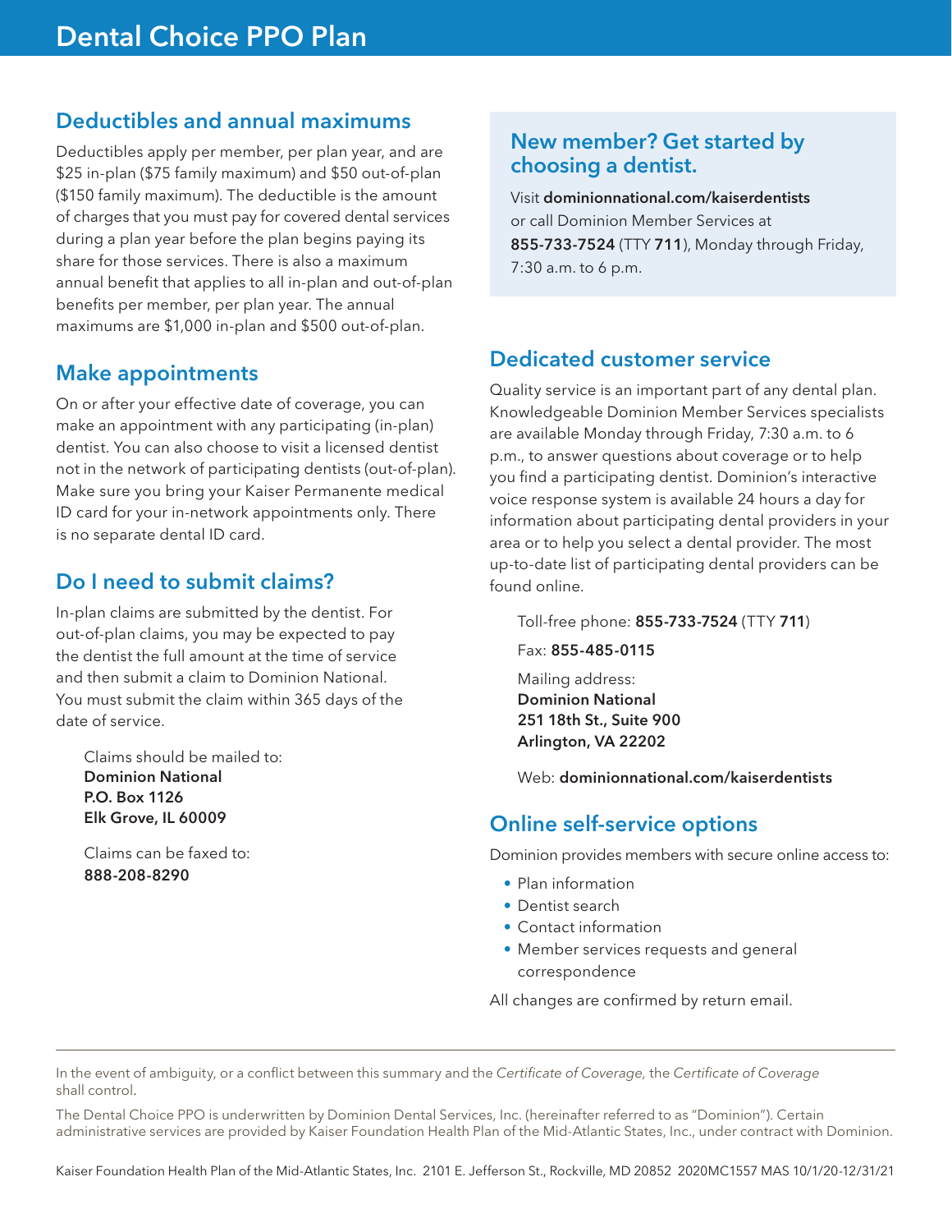# Dental Choice PPO Plan

## Deductibles and annual maximums

Deductibles apply per member, per plan year, and are $25 in-plan ($75 family maximum) and $50 out-of-plan ($150 family maximum). The deductible is the amount of charges that you must pay for covered dental services during a plan year before the plan begins paying its share for those services. There is also a maximum annual benefit that applies to all in-plan and out-of-plan benefits per member, per plan year. The annual maximums are $1,000 in-plan and $500 out-of-plan.

## Make appointments

On or after your effective date of coverage, you can make an appointment with any participating (in-plan) dentist. You can also choose to visit a licensed dentist not in the network of participating dentists (out-of-plan). Make sure you bring your Kaiser Permanente medical ID card for your in-network appointments only. There is no separate dental ID card.

## Do I need to submit claims?

In-plan claims are submitted by the dentist. For out-of-plan claims, you may be expected to pay the dentist the full amount at the time of service and then submit a claim to Dominion National. You must submit the claim within 365 days of the date of service.

Claims should be mailed to:
**Dominion National**
**P.O. Box 1126**
**Elk Grove, IL 60009**

Claims can be faxed to:
**888-208-8290**

## New member? Get started by choosing a dentist.

Visit **dominionnational.com/kaiserdentists** or call Dominion Member Services at **855-733-7524** (TTY **711**), Monday through Friday, 7:30 a.m. to 6 p.m.

## Dedicated customer service

Quality service is an important part of any dental plan. Knowledgeable Dominion Member Services specialists are available Monday through Friday, 7:30 a.m. to 6 p.m., to answer questions about coverage or to help you find a participating dentist. Dominion's interactive voice response system is available 24 hours a day for information about participating dental providers in your area or to help you select a dental provider. The most up-to-date list of participating dental providers can be found online.

Toll-free phone: **855-733-7524** (TTY **711**)

Fax: **855-485-0115**

Mailing address:
**Dominion National**
**251 18th St., Suite 900**
**Arlington, VA 22202**

Web: **dominionnational.com/kaiserdentists**

## Online self-service options

Dominion provides members with secure online access to:

- Plan information
- Dentist search
- Contact information
- Member services requests and general correspondence

All changes are confirmed by return email.

---

In the event of ambiguity, or a conflict between this summary and the *Certificate of Coverage,* the *Certificate of Coverage* shall control.

The Dental Choice PPO is underwritten by Dominion Dental Services, Inc. (hereinafter referred to as "Dominion"). Certain administrative services are provided by Kaiser Foundation Health Plan of the Mid-Atlantic States, Inc., under contract with Dominion.

Kaiser Foundation Health Plan of the Mid-Atlantic States, Inc. 2101 E. Jefferson St., Rockville, MD 20852 2020MC1557 MAS 10/1/20-12/31/21